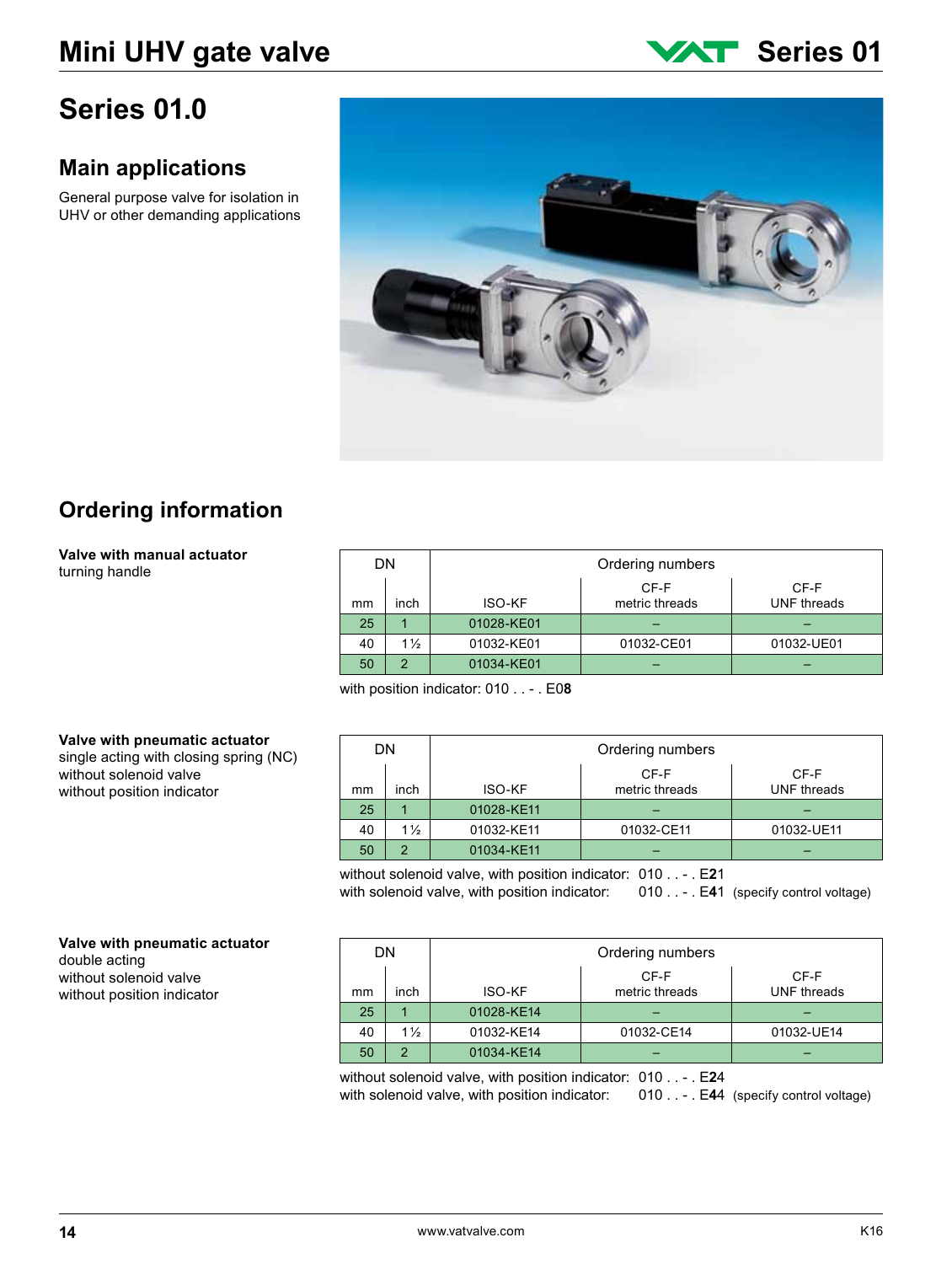# Mini UHV gate valve

## Series 01

# Series 01.0

## Main applications

General purpose valve for isolation in UHV or other demanding applications

## Ordering information

**Valve with manual actuator**
turning handle

| DN | | Ordering numbers | | |
|---|---|---|---|---|
| mm | inch | ISO-KF | CF-F metric threads | CF-F UNF threads |
| 25 | 1 | 01028-KE01 | – | – |
| 40 | 1½ | 01032-KE01 | 01032-CE01 | 01032-UE01 |
| 50 | 2 | 01034-KE01 | – | – |

with position indicator: 010 . . - . E0**8**

**Valve with pneumatic actuator**
single acting with closing spring (NC)
without solenoid valve
without position indicator

| DN | | Ordering numbers | | |
|---|---|---|---|---|
| mm | inch | ISO-KF | CF-F metric threads | CF-F UNF threads |
| 25 | 1 | 01028-KE11 | – | – |
| 40 | 1½ | 01032-KE11 | 01032-CE11 | 01032-UE11 |
| 50 | 2 | 01034-KE11 | – | – |

without solenoid valve, with position indicator: 010 . . - . E**2**1
with solenoid valve, with position indicator: 010 . . - . E**4**1 (specify control voltage)

**Valve with pneumatic actuator**
double acting
without solenoid valve
without position indicator

| DN | | Ordering numbers | | |
|---|---|---|---|---|
| mm | inch | ISO-KF | CF-F metric threads | CF-F UNF threads |
| 25 | 1 | 01028-KE14 | – | – |
| 40 | 1½ | 01032-KE14 | 01032-CE14 | 01032-UE14 |
| 50 | 2 | 01034-KE14 | – | – |

without solenoid valve, with position indicator: 010 . . - . E**2**4
with solenoid valve, with position indicator: 010 . . - . E**4**4 (specify control voltage)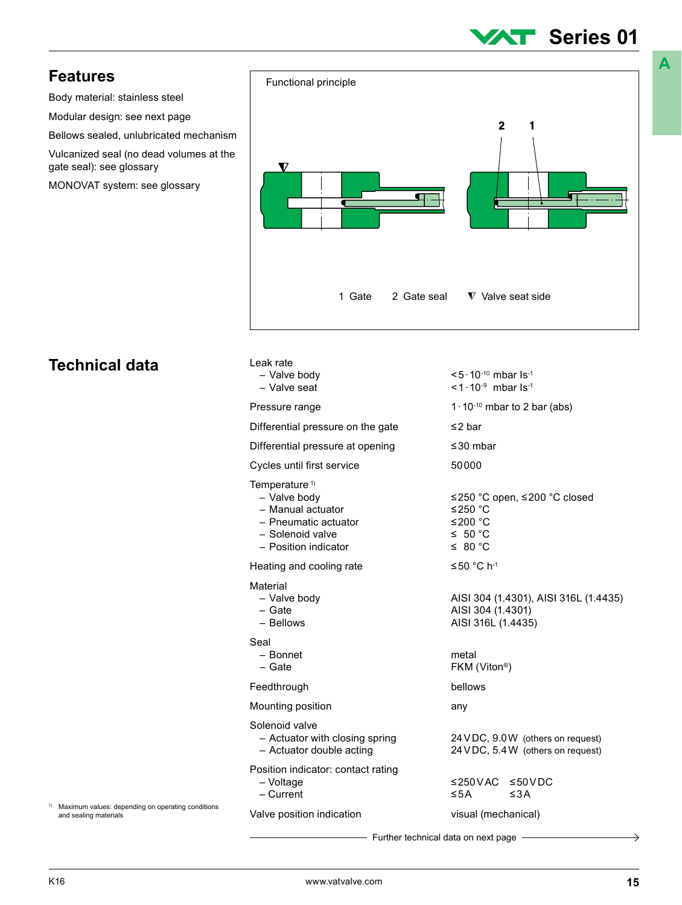## Features

Body material: stainless steel

Modular design: see next page

Bellows sealed, unlubricated mechanism

Vulcanized seal (no dead volumes at the gate seal): see glossary

MONOVAT system: see glossary

Functional principle

1 Gate   2 Gate seal   ∇ Valve seat side

## Technical data

| | |
|---|---|
| Leak rate | |
| – Valve body | $< 5 \cdot 10^{-10}$ mbar $ls^{-1}$ |
| – Valve seat | $< 1 \cdot 10^{-9}$ mbar $ls^{-1}$ |
| Pressure range | $1 \cdot 10^{-10}$ mbar to 2 bar (abs) |
| Differential pressure on the gate | ≤2 bar |
| Differential pressure at opening | ≤30 mbar |
| Cycles until first service | 50000 |
| Temperature [1] | |
| – Valve body | ≤250 °C open, ≤200 °C closed |
| – Manual actuator | ≤250 °C |
| – Pneumatic actuator | ≤200 °C |
| – Solenoid valve | ≤ 50 °C |
| – Position indicator | ≤ 80 °C |
| Heating and cooling rate | ≤50 °C $h^{-1}$ |
| Material | |
| – Valve body | AISI 304 (1.4301), AISI 316L (1.4435) |
| – Gate | AISI 304 (1.4301) |
| – Bellows | AISI 316L (1.4435) |
| Seal | |
| – Bonnet | metal |
| – Gate | FKM (Viton®) |
| Feedthrough | bellows |
| Mounting position | any |
| Solenoid valve | |
| – Actuator with closing spring | 24 VDC, 9.0 W (others on request) |
| – Actuator double acting | 24 VDC, 5.4 W (others on request) |
| Position indicator: contact rating | |
| – Voltage | ≤250 VAC ≤50 VDC |
| – Current | ≤5 A ≤3 A |
| Valve position indication | visual (mechanical) |

[1] Maximum values: depending on operating conditions and sealing materials

Further technical data on next page →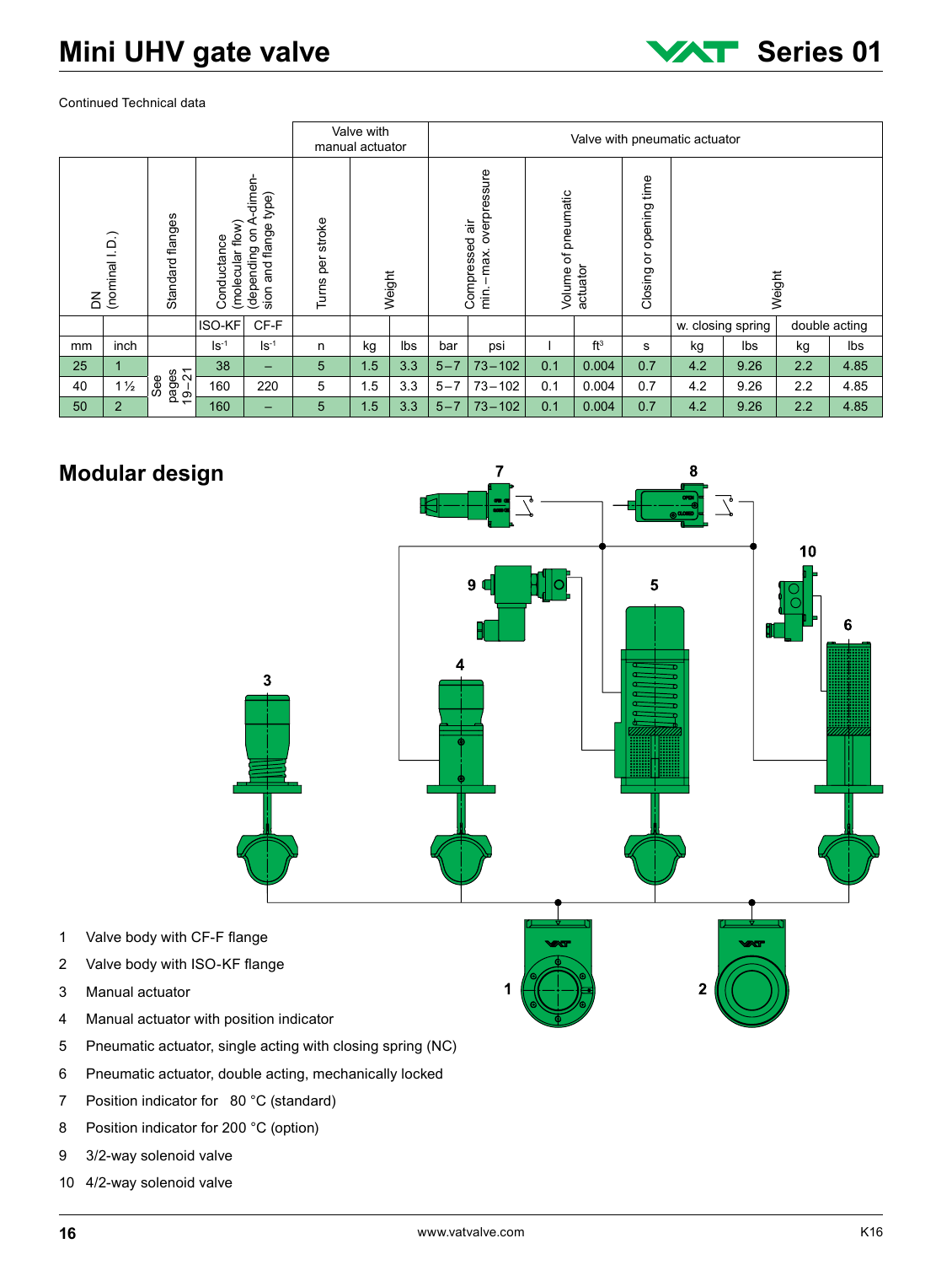# Mini UHV gate valve

Continued Technical data

| DN (nominal I.D.) | | Standard flanges | Conductance (molecular flow) (depending on A-dimension and flange type) | | Valve with manual actuator: Turns per stroke | Valve with manual actuator: Weight | | Valve with pneumatic actuator: Compressed air min.–max. overpressure | | Volume of pneumatic actuator | | Closing or opening time | Weight | | | |
|---|---|---|---|---|---|---|---|---|---|---|---|---|---|---|---|---|
| | | | ISO-KF | CF-F | | | | | | | | | w. closing spring | | double acting | |
| mm | inch | | $ls^{-1}$ | $ls^{-1}$ | n | kg | lbs | bar | psi | l | $ft^3$ | s | kg | lbs | kg | lbs |
| 25 | 1 | See pages 19–21 | 38 | – | 5 | 1.5 | 3.3 | 5–7 | 73–102 | 0.1 | 0.004 | 0.7 | 4.2 | 9.26 | 2.2 | 4.85 |
| 40 | 1½ | | 160 | 220 | 5 | 1.5 | 3.3 | 5–7 | 73–102 | 0.1 | 0.004 | 0.7 | 4.2 | 9.26 | 2.2 | 4.85 |
| 50 | 2 | | 160 | – | 5 | 1.5 | 3.3 | 5–7 | 73–102 | 0.1 | 0.004 | 0.7 | 4.2 | 9.26 | 2.2 | 4.85 |

## Modular design

1. Valve body with CF-F flange
2. Valve body with ISO-KF flange
3. Manual actuator
4. Manual actuator with position indicator
5. Pneumatic actuator, single acting with closing spring (NC)
6. Pneumatic actuator, double acting, mechanically locked
7. Position indicator for 80 °C (standard)
8. Position indicator for 200 °C (option)
9. 3/2-way solenoid valve
10. 4/2-way solenoid valve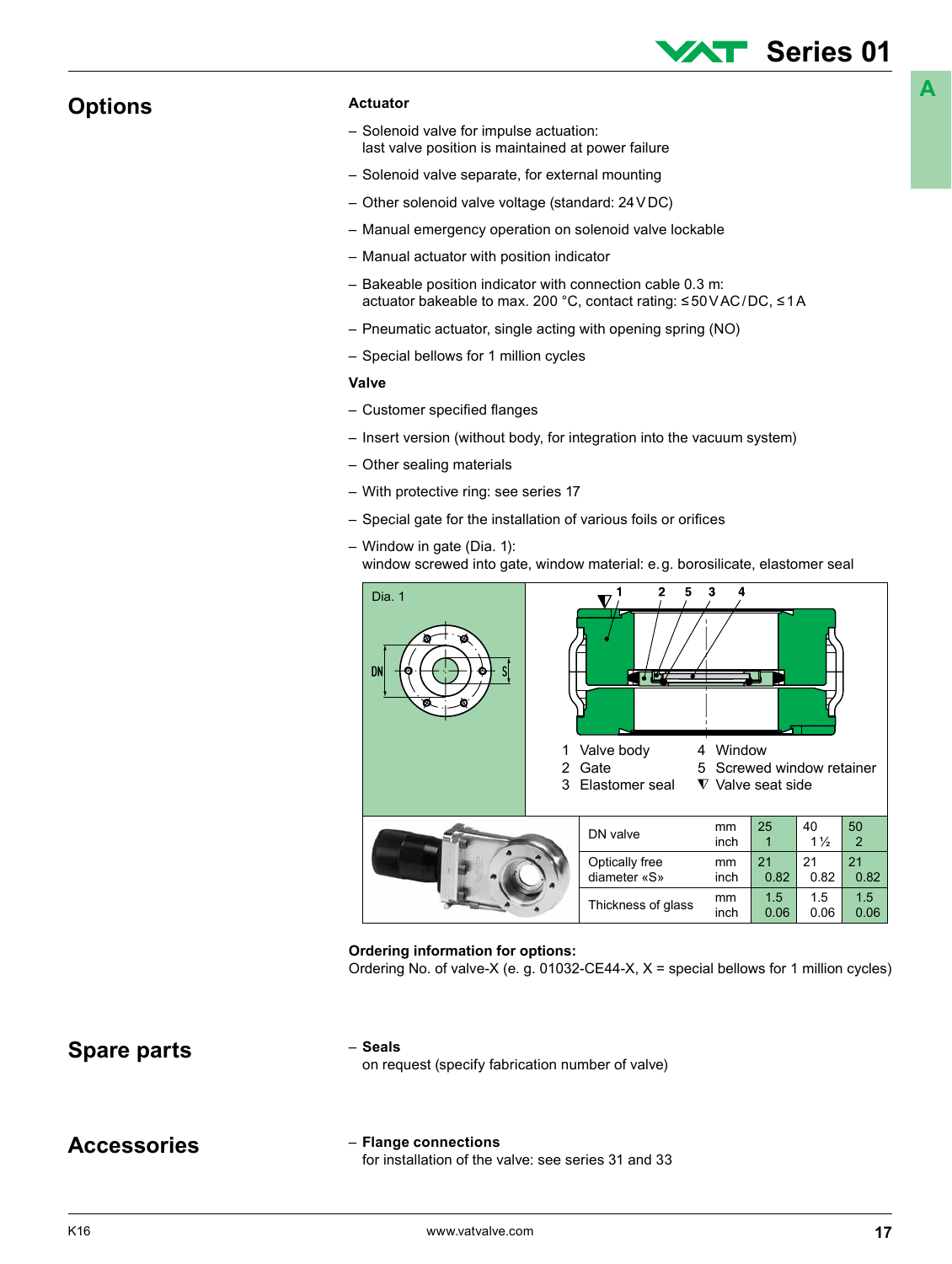## Options

**Actuator**

- Solenoid valve for impulse actuation:
  last valve position is maintained at power failure
- Solenoid valve separate, for external mounting
- Other solenoid valve voltage (standard: 24 V DC)
- Manual emergency operation on solenoid valve lockable
- Manual actuator with position indicator
- Bakeable position indicator with connection cable 0.3 m:
  actuator bakeable to max. 200 °C, contact rating: ≤50 V AC/DC, ≤1 A
- Pneumatic actuator, single acting with opening spring (NO)
- Special bellows for 1 million cycles

**Valve**

- Customer specified flanges
- Insert version (without body, for integration into the vacuum system)
- Other sealing materials
- With protective ring: see series 17
- Special gate for the installation of various foils or orifices
- Window in gate (Dia. 1):
  window screwed into gate, window material: e. g. borosilicate, elastomer seal

Dia. 1

1 Valve body
2 Gate
3 Elastomer seal
4 Window
5 Screwed window retainer
∇ Valve seat side

| | | | | |
|---|---|---|---|---|
| DN valve | mm / inch | 25 / 1 | 40 / 1½ | 50 / 2 |
| Optically free diameter «S» | mm / inch | 21 / 0.82 | 21 / 0.82 | 21 / 0.82 |
| Thickness of glass | mm / inch | 1.5 / 0.06 | 1.5 / 0.06 | 1.5 / 0.06 |

**Ordering information for options:**
Ordering No. of valve-X (e. g. 01032-CE44-X, X = special bellows for 1 million cycles)

## Spare parts

- **Seals**
  on request (specify fabrication number of valve)

## Accessories

- **Flange connections**
  for installation of the valve: see series 31 and 33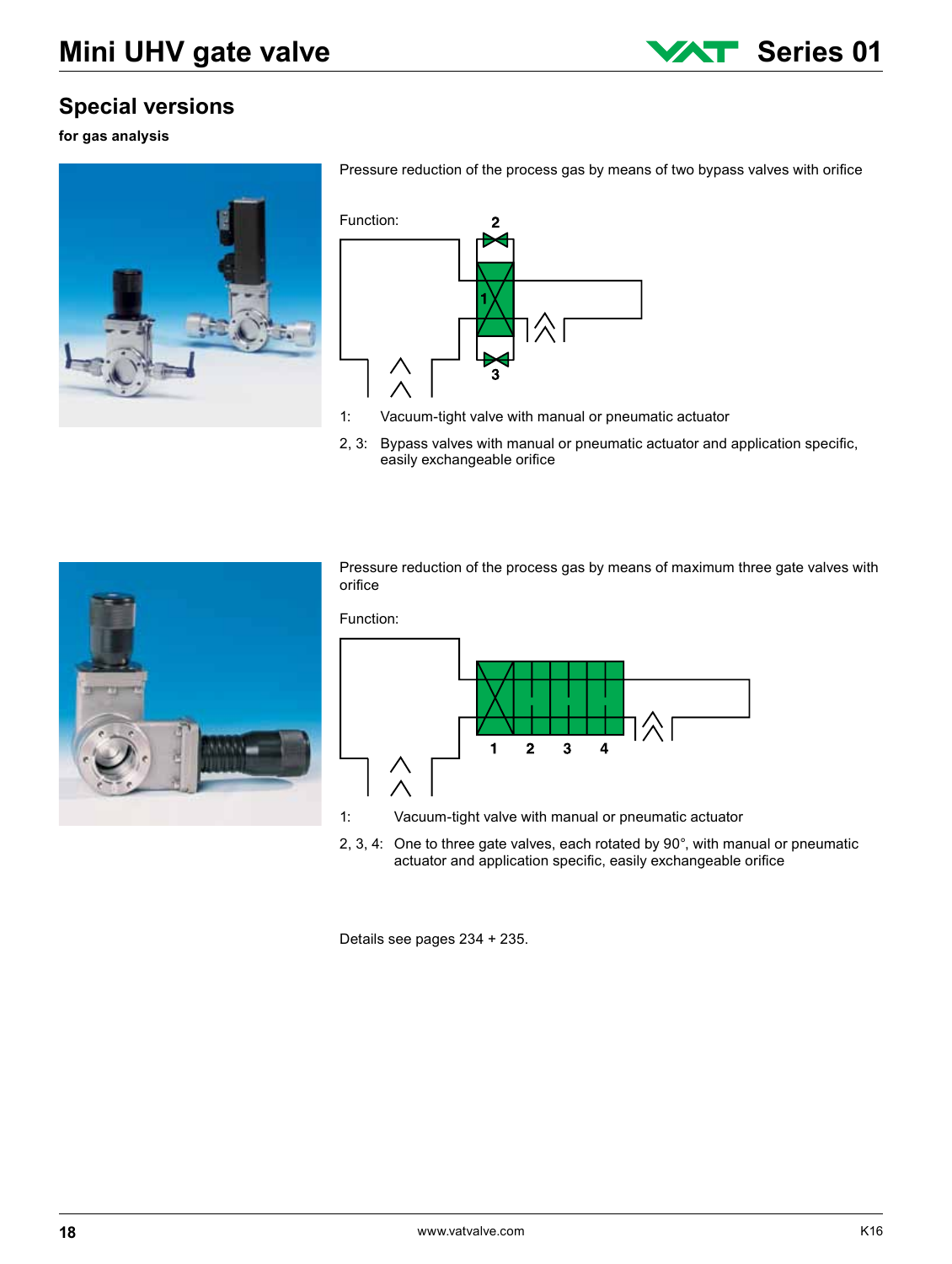# Mini UHV gate valve

## Special versions

**for gas analysis**

Pressure reduction of the process gas by means of two bypass valves with orifice

Function:

1: Vacuum-tight valve with manual or pneumatic actuator

2, 3: Bypass valves with manual or pneumatic actuator and application specific, easily exchangeable orifice

Pressure reduction of the process gas by means of maximum three gate valves with orifice

Function:

1: Vacuum-tight valve with manual or pneumatic actuator

2, 3, 4: One to three gate valves, each rotated by 90°, with manual or pneumatic actuator and application specific, easily exchangeable orifice

Details see pages 234 + 235.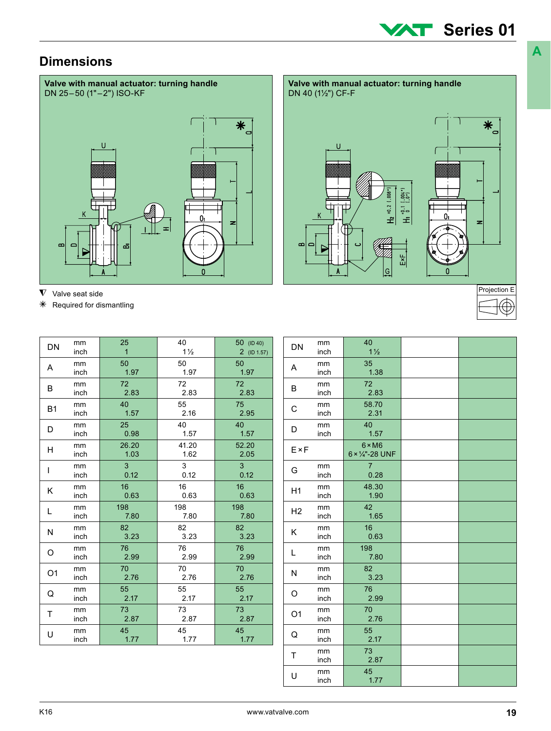## Dimensions

**Valve with manual actuator: turning handle**
DN 25–50 (1"–2") ISO-KF

**Valve with manual actuator: turning handle**
DN 40 (1½") CF-F

▼ Valve seat side
✳ Required for dismantling

Projection E

| DN | mm / inch | 25 / 1 | 40 / 1½ | 50 (ID 40) / 2 (ID 1.57) |
|---|---|---|---|---|
| A | mm / inch | 50 / 1.97 | 50 / 1.97 | 50 / 1.97 |
| B | mm / inch | 72 / 2.83 | 72 / 2.83 | 72 / 2.83 |
| B1 | mm / inch | 40 / 1.57 | 55 / 2.16 | 75 / 2.95 |
| D | mm / inch | 25 / 0.98 | 40 / 1.57 | 40 / 1.57 |
| H | mm / inch | 26.20 / 1.03 | 41.20 / 1.62 | 52.20 / 2.05 |
| I | mm / inch | 3 / 0.12 | 3 / 0.12 | 3 / 0.12 |
| K | mm / inch | 16 / 0.63 | 16 / 0.63 | 16 / 0.63 |
| L | mm / inch | 198 / 7.80 | 198 / 7.80 | 198 / 7.80 |
| N | mm / inch | 82 / 3.23 | 82 / 3.23 | 82 / 3.23 |
| O | mm / inch | 76 / 2.99 | 76 / 2.99 | 76 / 2.99 |
| O1 | mm / inch | 70 / 2.76 | 70 / 2.76 | 70 / 2.76 |
| Q | mm / inch | 55 / 2.17 | 55 / 2.17 | 55 / 2.17 |
| T | mm / inch | 73 / 2.87 | 73 / 2.87 | 73 / 2.87 |
| U | mm / inch | 45 / 1.77 | 45 / 1.77 | 45 / 1.77 |

| DN | mm / inch | 40 / 1½ | | |
|---|---|---|---|---|
| A | mm / inch | 35 / 1.38 | | |
| B | mm / inch | 72 / 2.83 | | |
| C | mm / inch | 58.70 / 2.31 | | |
| D | mm / inch | 40 / 1.57 | | |
| E × F | | 6 × M6 / 6 × ¼"-28 UNF | | |
| G | mm / inch | 7 / 0.28 | | |
| H1 | mm / inch | 48.30 / 1.90 | | |
| H2 | mm / inch | 42 / 1.65 | | |
| K | mm / inch | 16 / 0.63 | | |
| L | mm / inch | 198 / 7.80 | | |
| N | mm / inch | 82 / 3.23 | | |
| O | mm / inch | 76 / 2.99 | | |
| O1 | mm / inch | 70 / 2.76 | | |
| Q | mm / inch | 55 / 2.17 | | |
| T | mm / inch | 73 / 2.87 | | |
| U | mm / inch | 45 / 1.77 | | |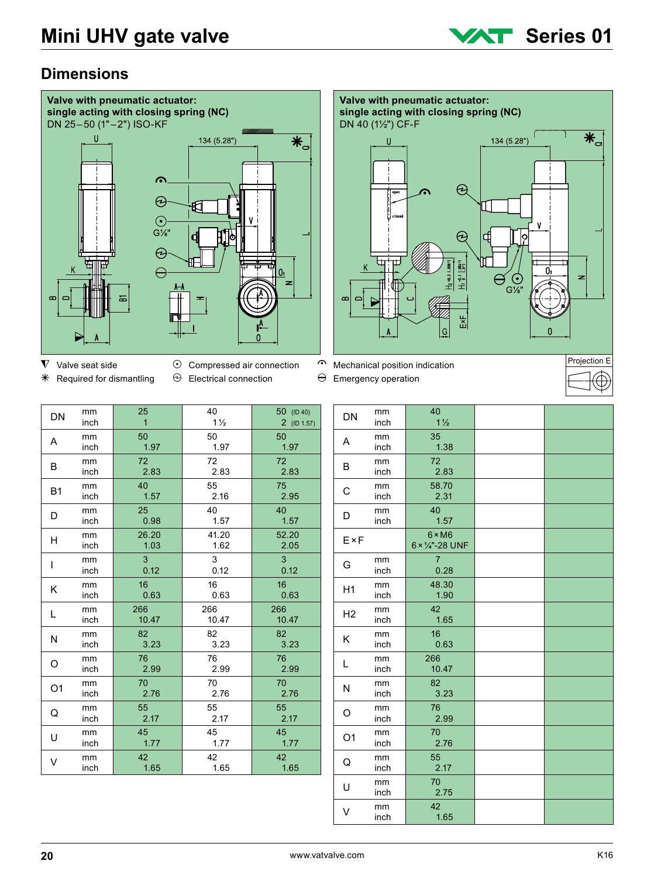# Mini UHV gate valve

## Dimensions

**Valve with pneumatic actuator: single acting with closing spring (NC)**
DN 25–50 (1"–2") ISO-KF

**Valve with pneumatic actuator: single acting with closing spring (NC)**
DN 40 (1½") CF-F

- ▼ Valve seat side
- ✳ Required for dismantling
- ⊙ Compressed air connection
- ⊖ Electrical connection
- Mechanical position indication
- Emergency operation

Projection E

| DN | mm<br>inch | 25<br>1 | 40<br>1½ | 50 (ID 40)<br>2 (ID 1.57) |
|---|---|---|---|---|
| A | mm<br>inch | 50<br>1.97 | 50<br>1.97 | 50<br>1.97 |
| B | mm<br>inch | 72<br>2.83 | 72<br>2.83 | 72<br>2.83 |
| B1 | mm<br>inch | 40<br>1.57 | 55<br>2.16 | 75<br>2.95 |
| D | mm<br>inch | 25<br>0.98 | 40<br>1.57 | 40<br>1.57 |
| H | mm<br>inch | 26.20<br>1.03 | 41.20<br>1.62 | 52.20<br>2.05 |
| I | mm<br>inch | 3<br>0.12 | 3<br>0.12 | 3<br>0.12 |
| K | mm<br>inch | 16<br>0.63 | 16<br>0.63 | 16<br>0.63 |
| L | mm<br>inch | 266<br>10.47 | 266<br>10.47 | 266<br>10.47 |
| N | mm<br>inch | 82<br>3.23 | 82<br>3.23 | 82<br>3.23 |
| O | mm<br>inch | 76<br>2.99 | 76<br>2.99 | 76<br>2.99 |
| O1 | mm<br>inch | 70<br>2.76 | 70<br>2.76 | 70<br>2.76 |
| Q | mm<br>inch | 55<br>2.17 | 55<br>2.17 | 55<br>2.17 |
| U | mm<br>inch | 45<br>1.77 | 45<br>1.77 | 45<br>1.77 |
| V | mm<br>inch | 42<br>1.65 | 42<br>1.65 | 42<br>1.65 |

| DN | mm<br>inch | 40<br>1½ | | |
|---|---|---|---|---|
| A | mm<br>inch | 35<br>1.38 | | |
| B | mm<br>inch | 72<br>2.83 | | |
| C | mm<br>inch | 58.70<br>2.31 | | |
| D | mm<br>inch | 40<br>1.57 | | |
| E×F | | 6×M6<br>6×¼"-28 UNF | | |
| G | mm<br>inch | 7<br>0.28 | | |
| H1 | mm<br>inch | 48.30<br>1.90 | | |
| H2 | mm<br>inch | 42<br>1.65 | | |
| K | mm<br>inch | 16<br>0.63 | | |
| L | mm<br>inch | 266<br>10.47 | | |
| N | mm<br>inch | 82<br>3.23 | | |
| O | mm<br>inch | 76<br>2.99 | | |
| O1 | mm<br>inch | 70<br>2.76 | | |
| Q | mm<br>inch | 55<br>2.17 | | |
| U | mm<br>inch | 70<br>2.75 | | |
| V | mm<br>inch | 42<br>1.65 | | |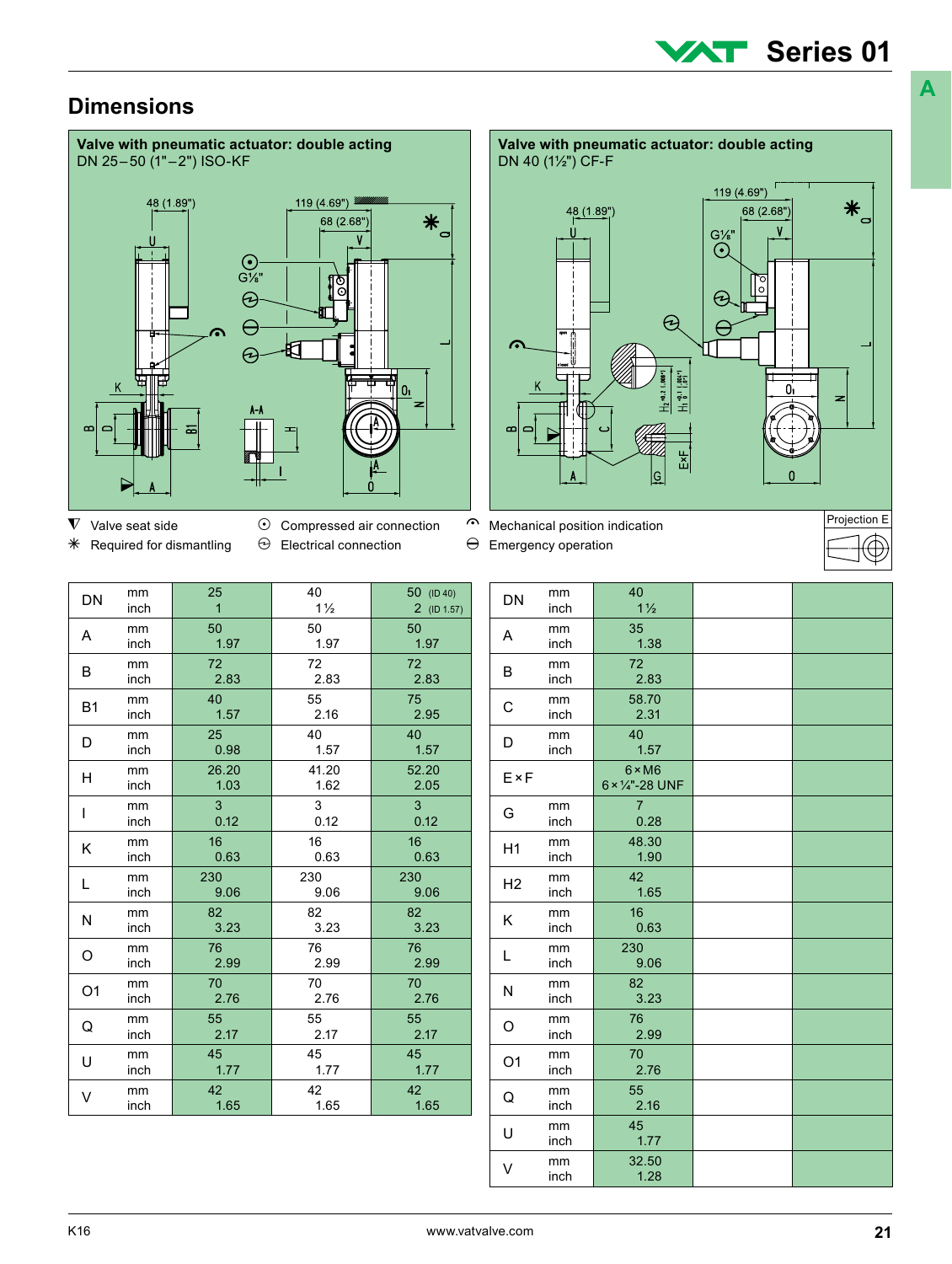## Dimensions

**Valve with pneumatic actuator: double acting**
DN 25 – 50 (1" – 2") ISO-KF

48 (1.89")
119 (4.69")
68 (2.68")
U
V
G⅛"
Q
L
K
O1
N
A-A
B
D
B1
H
I
A
O

**Valve with pneumatic actuator: double acting**
DN 40 (1½") CF-F

119 (4.69")
48 (1.89")
68 (2.68")
U
G⅛"
V
Q
L
K
O1
N
B
D
C
H2
H1
ExF
A
G
O

▽ Valve seat side
✳ Required for dismantling
⊙ Compressed air connection
⊖ Electrical connection
Mechanical position indication
⊖ Emergency operation

Projection E

| DN | mm<br>inch | 25<br>1 | 40<br>1½ | 50 (ID 40)<br>2 (ID 1.57) |
|---|---|---|---|---|
| A | mm<br>inch | 50<br>1.97 | 50<br>1.97 | 50<br>1.97 |
| B | mm<br>inch | 72<br>2.83 | 72<br>2.83 | 72<br>2.83 |
| B1 | mm<br>inch | 40<br>1.57 | 55<br>2.16 | 75<br>2.95 |
| D | mm<br>inch | 25<br>0.98 | 40<br>1.57 | 40<br>1.57 |
| H | mm<br>inch | 26.20<br>1.03 | 41.20<br>1.62 | 52.20<br>2.05 |
| I | mm<br>inch | 3<br>0.12 | 3<br>0.12 | 3<br>0.12 |
| K | mm<br>inch | 16<br>0.63 | 16<br>0.63 | 16<br>0.63 |
| L | mm<br>inch | 230<br>9.06 | 230<br>9.06 | 230<br>9.06 |
| N | mm<br>inch | 82<br>3.23 | 82<br>3.23 | 82<br>3.23 |
| O | mm<br>inch | 76<br>2.99 | 76<br>2.99 | 76<br>2.99 |
| O1 | mm<br>inch | 70<br>2.76 | 70<br>2.76 | 70<br>2.76 |
| Q | mm<br>inch | 55<br>2.17 | 55<br>2.17 | 55<br>2.17 |
| U | mm<br>inch | 45<br>1.77 | 45<br>1.77 | 45<br>1.77 |
| V | mm<br>inch | 42<br>1.65 | 42<br>1.65 | 42<br>1.65 |

| DN | mm<br>inch | 40<br>1½ | | |
|---|---|---|---|---|
| A | mm<br>inch | 35<br>1.38 | | |
| B | mm<br>inch | 72<br>2.83 | | |
| C | mm<br>inch | 58.70<br>2.31 | | |
| D | mm<br>inch | 40<br>1.57 | | |
| E × F | | 6 × M6<br>6 × ¼"-28 UNF | | |
| G | mm<br>inch | 7<br>0.28 | | |
| H1 | mm<br>inch | 48.30<br>1.90 | | |
| H2 | mm<br>inch | 42<br>1.65 | | |
| K | mm<br>inch | 16<br>0.63 | | |
| L | mm<br>inch | 230<br>9.06 | | |
| N | mm<br>inch | 82<br>3.23 | | |
| O | mm<br>inch | 76<br>2.99 | | |
| O1 | mm<br>inch | 70<br>2.76 | | |
| Q | mm<br>inch | 55<br>2.16 | | |
| U | mm<br>inch | 45<br>1.77 | | |
| V | mm<br>inch | 32.50<br>1.28 | | |